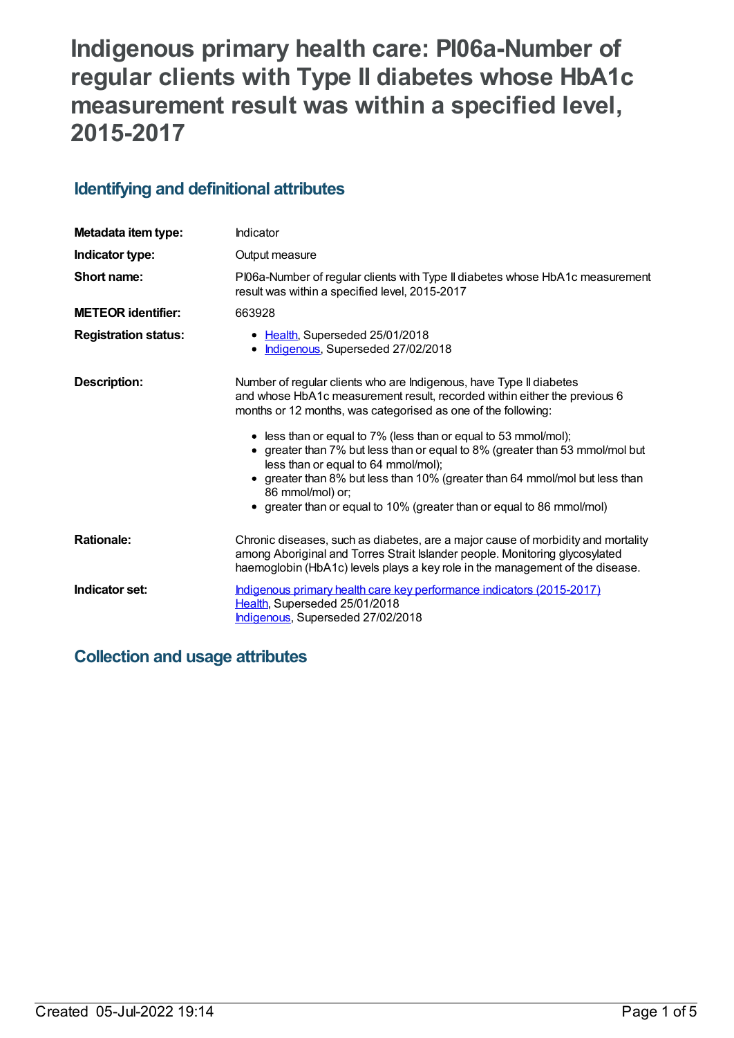# Indigenous primary health care: PI06a-Number of regular clients with Type II diabetes whose HbA1c measurement result was within a specified level, 2015-2017

## Identifying and definitional attributes

| | |
|---|---|
| **Metadata item type:** | Indicator |
| **Indicator type:** | Output measure |
| **Short name:** | PI06a-Number of regular clients with Type II diabetes whose HbA1c measurement result was within a specified level, 2015-2017 |
| **METEOR identifier:** | 663928 |
| **Registration status:** | • Health, Superseded 25/01/2018<br>• Indigenous, Superseded 27/02/2018 |
| **Description:** | Number of regular clients who are Indigenous, have Type II diabetes and whose HbA1c measurement result, recorded within either the previous 6 months or 12 months, was categorised as one of the following:<br><br>• less than or equal to 7% (less than or equal to 53 mmol/mol);<br>• greater than 7% but less than or equal to 8% (greater than 53 mmol/mol but less than or equal to 64 mmol/mol);<br>• greater than 8% but less than 10% (greater than 64 mmol/mol but less than 86 mmol/mol) or;<br>• greater than or equal to 10% (greater than or equal to 86 mmol/mol) |
| **Rationale:** | Chronic diseases, such as diabetes, are a major cause of morbidity and mortality among Aboriginal and Torres Strait Islander people. Monitoring glycosylated haemoglobin (HbA1c) levels plays a key role in the management of the disease. |
| **Indicator set:** | Indigenous primary health care key performance indicators (2015-2017)<br>Health, Superseded 25/01/2018<br>Indigenous, Superseded 27/02/2018 |

## Collection and usage attributes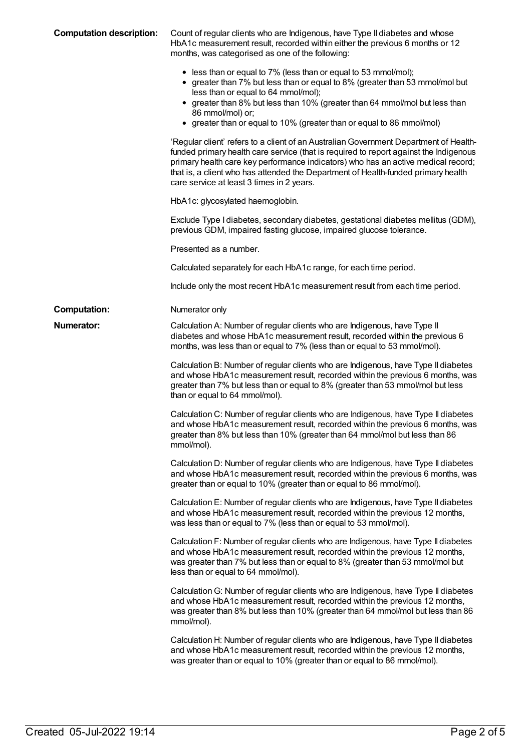**Computation description:** Count of regular clients who are Indigenous, have Type II diabetes and whose HbA1c measurement result, recorded within either the previous 6 months or 12 months, was categorised as one of the following:

- less than or equal to 7% (less than or equal to 53 mmol/mol);
- greater than 7% but less than or equal to 8% (greater than 53 mmol/mol but less than or equal to 64 mmol/mol);
- greater than 8% but less than 10% (greater than 64 mmol/mol but less than 86 mmol/mol) or;
- greater than or equal to 10% (greater than or equal to 86 mmol/mol)

'Regular client' refers to a client of an Australian Government Department of Health-funded primary health care service (that is required to report against the Indigenous primary health care key performance indicators) who has an active medical record; that is, a client who has attended the Department of Health-funded primary health care service at least 3 times in 2 years.

HbA1c: glycosylated haemoglobin.

Exclude Type I diabetes, secondary diabetes, gestational diabetes mellitus (GDM), previous GDM, impaired fasting glucose, impaired glucose tolerance.

Presented as a number.

Calculated separately for each HbA1c range, for each time period.

Include only the most recent HbA1c measurement result from each time period.

**Computation:** Numerator only

**Numerator:** Calculation A: Number of regular clients who are Indigenous, have Type II diabetes and whose HbA1c measurement result, recorded within the previous 6 months, was less than or equal to 7% (less than or equal to 53 mmol/mol).

Calculation B: Number of regular clients who are Indigenous, have Type II diabetes and whose HbA1c measurement result, recorded within the previous 6 months, was greater than 7% but less than or equal to 8% (greater than 53 mmol/mol but less than or equal to 64 mmol/mol).

Calculation C: Number of regular clients who are Indigenous, have Type II diabetes and whose HbA1c measurement result, recorded within the previous 6 months, was greater than 8% but less than 10% (greater than 64 mmol/mol but less than 86 mmol/mol).

Calculation D: Number of regular clients who are Indigenous, have Type II diabetes and whose HbA1c measurement result, recorded within the previous 6 months, was greater than or equal to 10% (greater than or equal to 86 mmol/mol).

Calculation E: Number of regular clients who are Indigenous, have Type II diabetes and whose HbA1c measurement result, recorded within the previous 12 months, was less than or equal to 7% (less than or equal to 53 mmol/mol).

Calculation F: Number of regular clients who are Indigenous, have Type II diabetes and whose HbA1c measurement result, recorded within the previous 12 months, was greater than 7% but less than or equal to 8% (greater than 53 mmol/mol but less than or equal to 64 mmol/mol).

Calculation G: Number of regular clients who are Indigenous, have Type II diabetes and whose HbA1c measurement result, recorded within the previous 12 months, was greater than 8% but less than 10% (greater than 64 mmol/mol but less than 86 mmol/mol).

Calculation H: Number of regular clients who are Indigenous, have Type II diabetes and whose HbA1c measurement result, recorded within the previous 12 months, was greater than or equal to 10% (greater than or equal to 86 mmol/mol).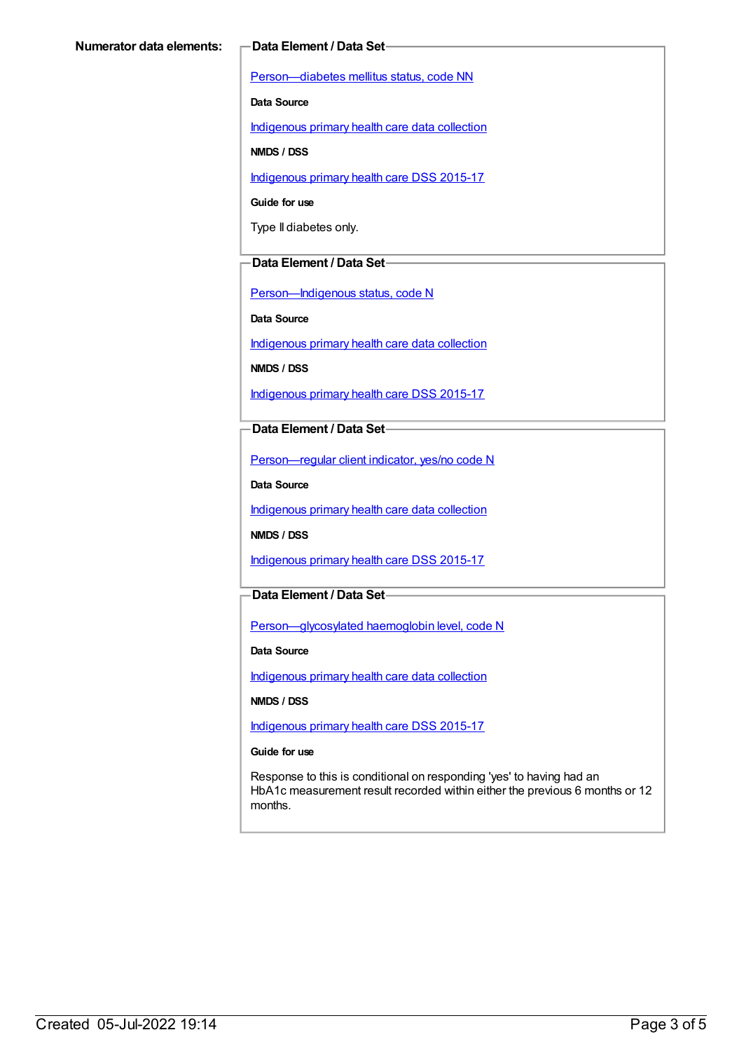**Numerator data elements:**

**Data Element / Data Set**

Person—diabetes mellitus status, code NN

**Data Source**

Indigenous primary health care data collection

**NMDS / DSS**

Indigenous primary health care DSS 2015-17

**Guide for use**

Type II diabetes only.

**Data Element / Data Set**

Person—Indigenous status, code N

**Data Source**

Indigenous primary health care data collection

**NMDS / DSS**

Indigenous primary health care DSS 2015-17

**Data Element / Data Set**

Person—regular client indicator, yes/no code N

**Data Source**

Indigenous primary health care data collection

**NMDS / DSS**

Indigenous primary health care DSS 2015-17

**Data Element / Data Set**

Person—glycosylated haemoglobin level, code N

**Data Source**

Indigenous primary health care data collection

**NMDS / DSS**

Indigenous primary health care DSS 2015-17

**Guide for use**

Response to this is conditional on responding 'yes' to having had an HbA1c measurement result recorded within either the previous 6 months or 12 months.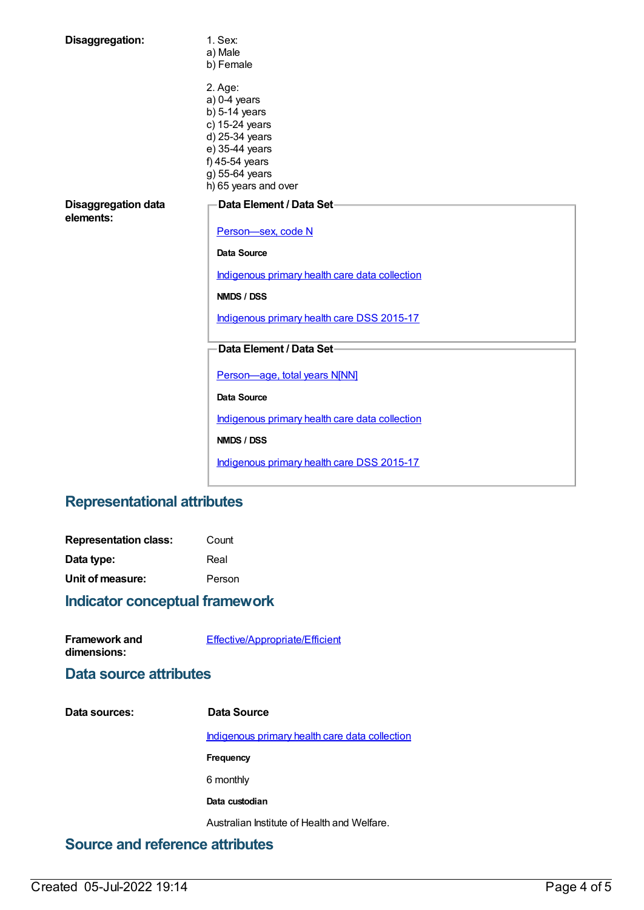**Disaggregation:**

1. Sex:
a) Male
b) Female

2. Age:
a) 0-4 years
b) 5-14 years
c) 15-24 years
d) 25-34 years
e) 35-44 years
f) 45-54 years
g) 55-64 years
h) 65 years and over

**Disaggregation data elements:**

**Data Element / Data Set**

Person—sex, code N

**Data Source**

Indigenous primary health care data collection

**NMDS / DSS**

Indigenous primary health care DSS 2015-17

**Data Element / Data Set**

Person—age, total years N[NN]

**Data Source**

Indigenous primary health care data collection

**NMDS / DSS**

Indigenous primary health care DSS 2015-17

## Representational attributes

**Representation class:** Count

**Data type:** Real

**Unit of measure:** Person

## Indicator conceptual framework

**Framework and dimensions:** Effective/Appropriate/Efficient

## Data source attributes

**Data sources:**

**Data Source**

Indigenous primary health care data collection

**Frequency**

6 monthly

**Data custodian**

Australian Institute of Health and Welfare.

## Source and reference attributes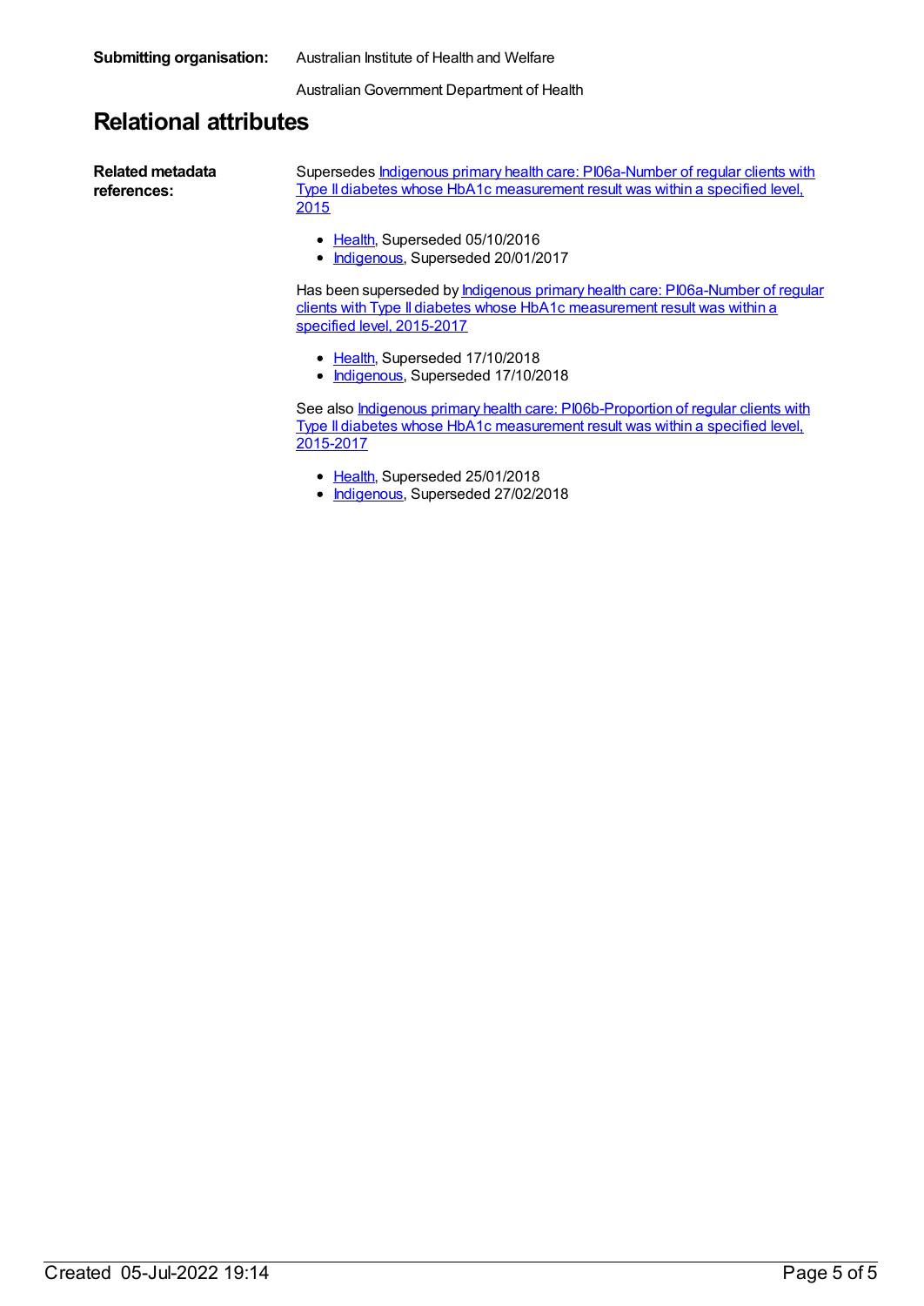**Submitting organisation:** Australian Institute of Health and Welfare

Australian Government Department of Health

## Relational attributes

**Related metadata references:**

Supersedes Indigenous primary health care: PI06a-Number of regular clients with Type II diabetes whose HbA1c measurement result was within a specified level, 2015

- Health, Superseded 05/10/2016
- Indigenous, Superseded 20/01/2017

Has been superseded by Indigenous primary health care: PI06a-Number of regular clients with Type II diabetes whose HbA1c measurement result was within a specified level, 2015-2017

- Health, Superseded 17/10/2018
- Indigenous, Superseded 17/10/2018

See also Indigenous primary health care: PI06b-Proportion of regular clients with Type II diabetes whose HbA1c measurement result was within a specified level, 2015-2017

- Health, Superseded 25/01/2018
- Indigenous, Superseded 27/02/2018